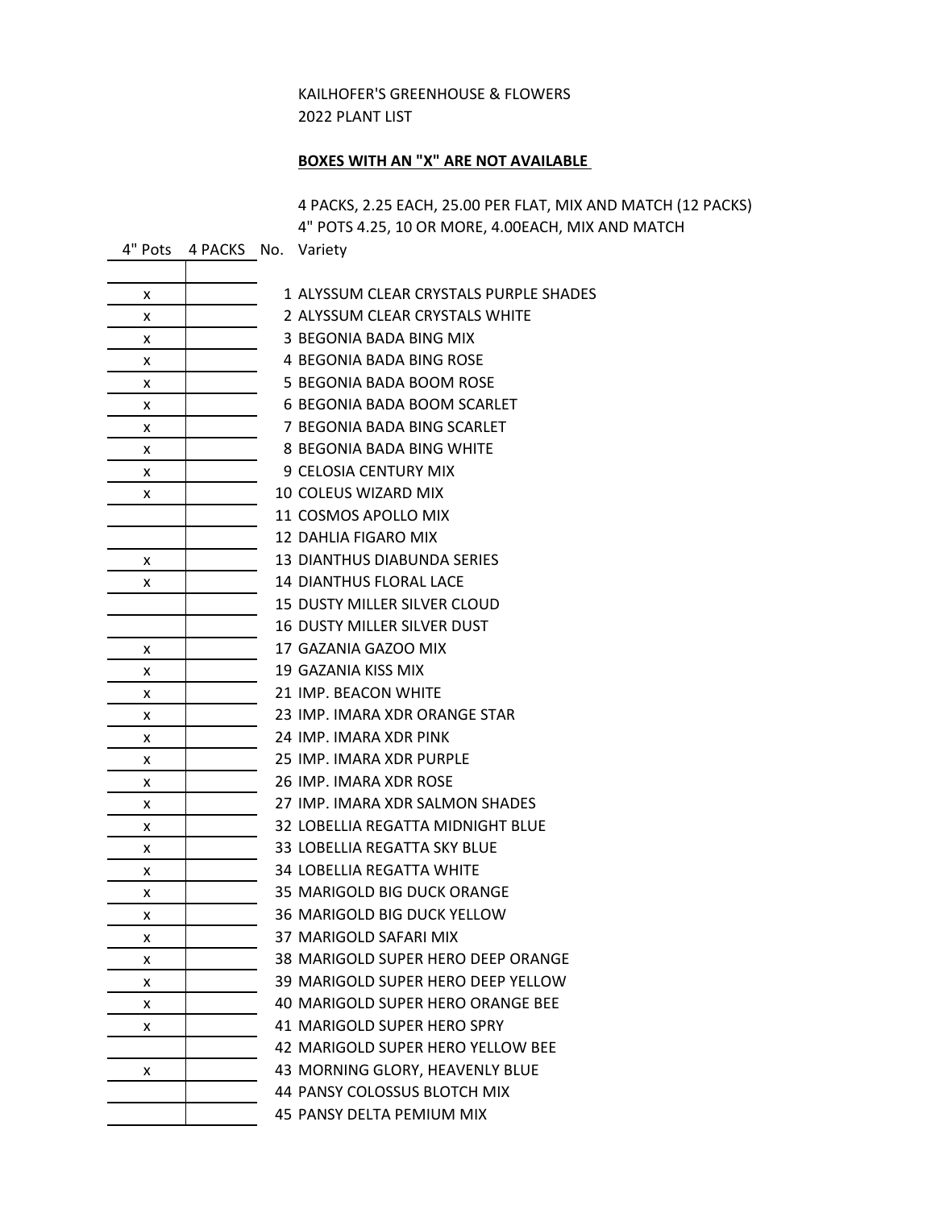KAILHOFER'S GREENHOUSE & FLOWERS

2022 PLANT LIST

**BOXES WITH AN "X" ARE NOT AVAILABLE**

4 PACKS, 2.25 EACH, 25.00 PER FLAT, MIX AND MATCH (12 PACKS)

4" POTS 4.25, 10 OR MORE, 4.00EACH, MIX AND MATCH

| 4" Pots | 4 PACKS | No. | Variety |
|---|---|---|---|
| x | | 1 | ALYSSUM CLEAR CRYSTALS PURPLE SHADES |
| x | | 2 | ALYSSUM CLEAR CRYSTALS WHITE |
| x | | 3 | BEGONIA BADA BING MIX |
| x | | 4 | BEGONIA BADA BING ROSE |
| x | | 5 | BEGONIA BADA BOOM ROSE |
| x | | 6 | BEGONIA BADA BOOM SCARLET |
| x | | 7 | BEGONIA BADA BING SCARLET |
| x | | 8 | BEGONIA BADA BING WHITE |
| x | | 9 | CELOSIA CENTURY MIX |
| x | | 10 | COLEUS WIZARD MIX |
| | | 11 | COSMOS APOLLO MIX |
| | | 12 | DAHLIA FIGARO MIX |
| x | | 13 | DIANTHUS DIABUNDA SERIES |
| x | | 14 | DIANTHUS FLORAL LACE |
| | | 15 | DUSTY MILLER SILVER CLOUD |
| | | 16 | DUSTY MILLER SILVER DUST |
| x | | 17 | GAZANIA GAZOO MIX |
| x | | 19 | GAZANIA KISS MIX |
| x | | 21 | IMP. BEACON WHITE |
| x | | 23 | IMP. IMARA XDR ORANGE STAR |
| x | | 24 | IMP. IMARA XDR PINK |
| x | | 25 | IMP. IMARA XDR PURPLE |
| x | | 26 | IMP. IMARA XDR ROSE |
| x | | 27 | IMP. IMARA XDR SALMON SHADES |
| x | | 32 | LOBELLIA REGATTA MIDNIGHT BLUE |
| x | | 33 | LOBELLIA REGATTA SKY BLUE |
| x | | 34 | LOBELLIA REGATTA WHITE |
| x | | 35 | MARIGOLD BIG DUCK ORANGE |
| x | | 36 | MARIGOLD BIG DUCK YELLOW |
| x | | 37 | MARIGOLD SAFARI MIX |
| x | | 38 | MARIGOLD SUPER HERO DEEP ORANGE |
| x | | 39 | MARIGOLD SUPER HERO DEEP YELLOW |
| x | | 40 | MARIGOLD SUPER HERO ORANGE BEE |
| x | | 41 | MARIGOLD SUPER HERO SPRY |
| | | 42 | MARIGOLD SUPER HERO YELLOW BEE |
| x | | 43 | MORNING GLORY, HEAVENLY BLUE |
| | | 44 | PANSY COLOSSUS BLOTCH MIX |
| | | 45 | PANSY DELTA PEMIUM MIX |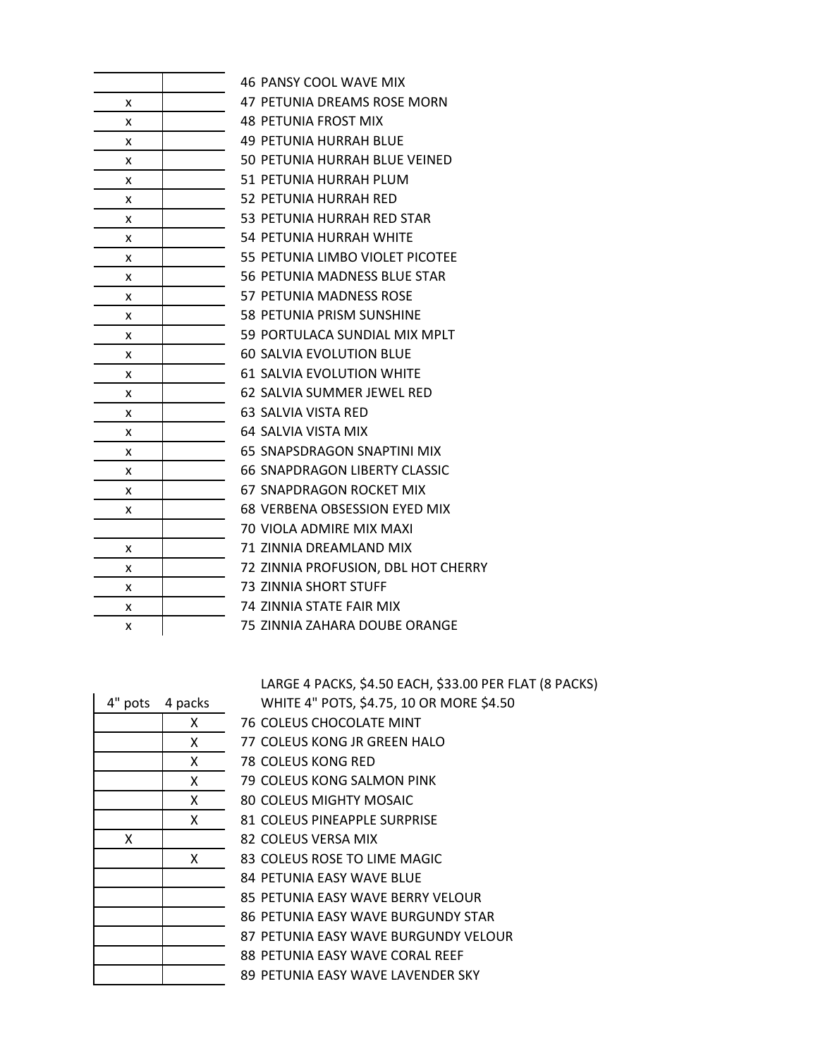| | | |
|---|---|---|
| | | 46 PANSY COOL WAVE MIX |
| x | | 47 PETUNIA DREAMS ROSE MORN |
| x | | 48 PETUNIA FROST MIX |
| x | | 49 PETUNIA HURRAH BLUE |
| x | | 50 PETUNIA HURRAH BLUE VEINED |
| x | | 51 PETUNIA HURRAH PLUM |
| x | | 52 PETUNIA HURRAH RED |
| x | | 53 PETUNIA HURRAH RED STAR |
| x | | 54 PETUNIA HURRAH WHITE |
| x | | 55 PETUNIA LIMBO VIOLET PICOTEE |
| x | | 56 PETUNIA MADNESS BLUE STAR |
| x | | 57 PETUNIA MADNESS ROSE |
| x | | 58 PETUNIA PRISM SUNSHINE |
| x | | 59 PORTULACA SUNDIAL MIX MPLT |
| x | | 60 SALVIA EVOLUTION BLUE |
| x | | 61 SALVIA EVOLUTION WHITE |
| x | | 62 SALVIA SUMMER JEWEL RED |
| x | | 63 SALVIA VISTA RED |
| x | | 64 SALVIA VISTA MIX |
| x | | 65 SNAPSDRAGON SNAPTINI MIX |
| x | | 66 SNAPDRAGON LIBERTY CLASSIC |
| x | | 67 SNAPDRAGON ROCKET MIX |
| x | | 68 VERBENA OBSESSION EYED MIX |
| | | 70 VIOLA ADMIRE MIX MAXI |
| x | | 71 ZINNIA DREAMLAND MIX |
| x | | 72 ZINNIA PROFUSION, DBL HOT CHERRY |
| x | | 73 ZINNIA SHORT STUFF |
| x | | 74 ZINNIA STATE FAIR MIX |
| x | | 75 ZINNIA ZAHARA DOUBE ORANGE |

| | | LARGE 4 PACKS, $4.50 EACH, $33.00 PER FLAT (8 PACKS) |
|---|---|---|
| 4" pots | 4 packs | WHITE 4" POTS, $4.75, 10 OR MORE $4.50 |
| | X | 76 COLEUS CHOCOLATE MINT |
| | X | 77 COLEUS KONG JR GREEN HALO |
| | X | 78 COLEUS KONG RED |
| | X | 79 COLEUS KONG SALMON PINK |
| | X | 80 COLEUS MIGHTY MOSAIC |
| | X | 81 COLEUS PINEAPPLE SURPRISE |
| X | | 82 COLEUS VERSA MIX |
| | X | 83 COLEUS ROSE TO LIME MAGIC |
| | | 84 PETUNIA EASY WAVE BLUE |
| | | 85 PETUNIA EASY WAVE BERRY VELOUR |
| | | 86 PETUNIA EASY WAVE BURGUNDY STAR |
| | | 87 PETUNIA EASY WAVE BURGUNDY VELOUR |
| | | 88 PETUNIA EASY WAVE CORAL REEF |
| | | 89 PETUNIA EASY WAVE LAVENDER SKY |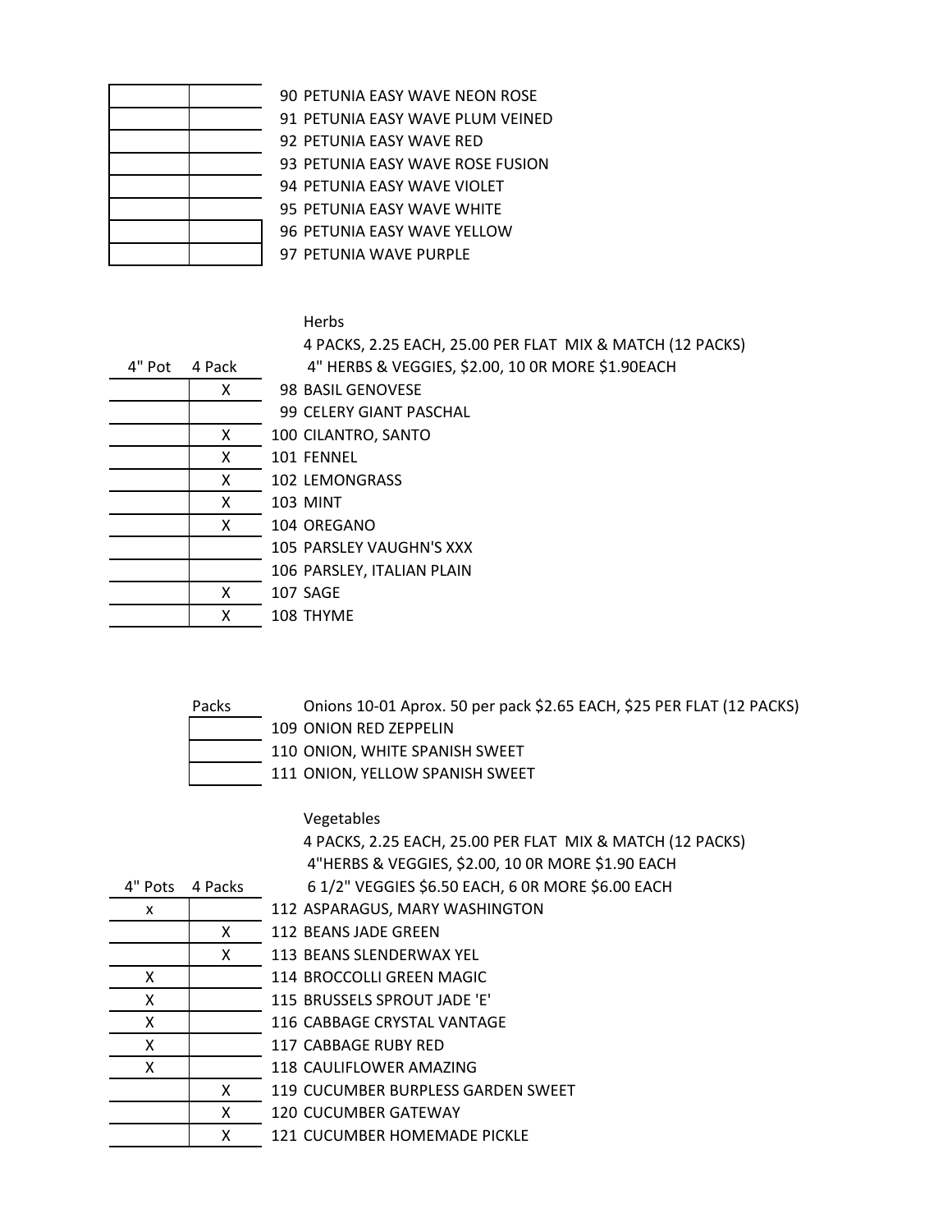| | | |
|---|---|---|
| | | 90 PETUNIA EASY WAVE NEON ROSE |
| | | 91 PETUNIA EASY WAVE PLUM VEINED |
| | | 92 PETUNIA EASY WAVE RED |
| | | 93 PETUNIA EASY WAVE ROSE FUSION |
| | | 94 PETUNIA EASY WAVE VIOLET |
| | | 95 PETUNIA EASY WAVE WHITE |
| | | 96 PETUNIA EASY WAVE YELLOW |
| | | 97 PETUNIA WAVE PURPLE |

Herbs

4 PACKS, 2.25 EACH, 25.00 PER FLAT MIX & MATCH (12 PACKS)

| 4" Pot | 4 Pack | 4" HERBS & VEGGIES, $2.00, 10 0R MORE $1.90EACH |
|---|---|---|
| | X | 98 BASIL GENOVESE |
| | | 99 CELERY GIANT PASCHAL |
| | X | 100 CILANTRO, SANTO |
| | X | 101 FENNEL |
| | X | 102 LEMONGRASS |
| | X | 103 MINT |
| | X | 104 OREGANO |
| | | 105 PARSLEY VAUGHN'S XXX |
| | | 106 PARSLEY, ITALIAN PLAIN |
| | X | 107 SAGE |
| | X | 108 THYME |

| Packs | Onions 10-01 Aprox. 50 per pack $2.65 EACH, $25 PER FLAT (12 PACKS) |
|---|---|
| | 109 ONION RED ZEPPELIN |
| | 110 ONION, WHITE SPANISH SWEET |
| | 111 ONION, YELLOW SPANISH SWEET |

Vegetables

4 PACKS, 2.25 EACH, 25.00 PER FLAT MIX & MATCH (12 PACKS)

4"HERBS & VEGGIES, $2.00, 10 0R MORE $1.90 EACH

| 4" Pots | 4 Packs | 6 1/2" VEGGIES $6.50 EACH, 6 0R MORE $6.00 EACH |
|---|---|---|
| x | | 112 ASPARAGUS, MARY WASHINGTON |
| | X | 112 BEANS JADE GREEN |
| | X | 113 BEANS SLENDERWAX YEL |
| X | | 114 BROCCOLLI GREEN MAGIC |
| X | | 115 BRUSSELS SPROUT JADE 'E' |
| X | | 116 CABBAGE CRYSTAL VANTAGE |
| X | | 117 CABBAGE RUBY RED |
| X | | 118 CAULIFLOWER AMAZING |
| | X | 119 CUCUMBER BURPLESS GARDEN SWEET |
| | X | 120 CUCUMBER GATEWAY |
| | X | 121 CUCUMBER HOMEMADE PICKLE |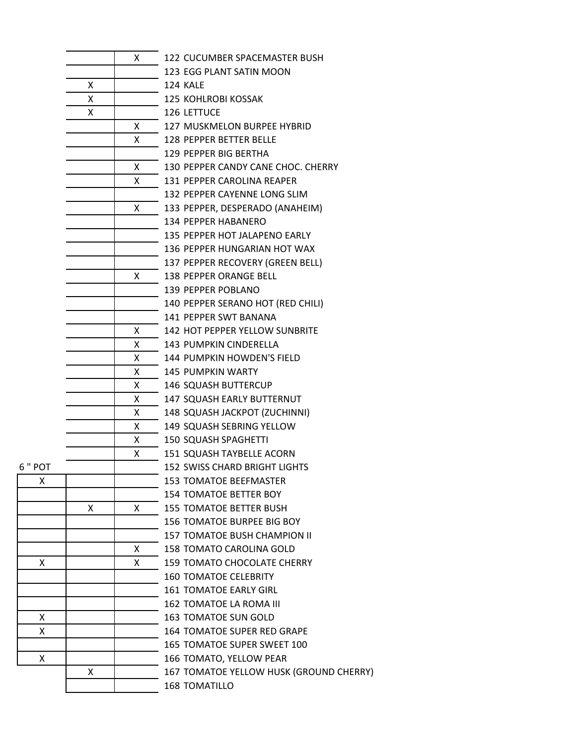| | | | |
|---|---|---|---|
| | | X | 122 CUCUMBER SPACEMASTER BUSH |
| | | | 123 EGG PLANT SATIN MOON |
| | X | | 124 KALE |
| | X | | 125 KOHLROBI KOSSAK |
| | X | | 126 LETTUCE |
| | | X | 127 MUSKMELON BURPEE HYBRID |
| | | X | 128 PEPPER BETTER BELLE |
| | | | 129 PEPPER BIG BERTHA |
| | | X | 130 PEPPER CANDY CANE CHOC. CHERRY |
| | | X | 131 PEPPER CAROLINA REAPER |
| | | | 132 PEPPER CAYENNE LONG SLIM |
| | | X | 133 PEPPER, DESPERADO (ANAHEIM) |
| | | | 134 PEPPER HABANERO |
| | | | 135 PEPPER HOT JALAPENO EARLY |
| | | | 136 PEPPER HUNGARIAN HOT WAX |
| | | | 137 PEPPER RECOVERY (GREEN BELL) |
| | | X | 138 PEPPER ORANGE BELL |
| | | | 139 PEPPER POBLANO |
| | | | 140 PEPPER SERANO HOT (RED CHILI) |
| | | | 141 PEPPER SWT BANANA |
| | | X | 142 HOT PEPPER YELLOW SUNBRITE |
| | | X | 143 PUMPKIN CINDERELLA |
| | | X | 144 PUMPKIN HOWDEN'S FIELD |
| | | X | 145 PUMPKIN WARTY |
| | | X | 146 SQUASH BUTTERCUP |
| | | X | 147 SQUASH EARLY BUTTERNUT |
| | | X | 148 SQUASH JACKPOT (ZUCHINNI) |
| | | X | 149 SQUASH SEBRING YELLOW |
| | | X | 150 SQUASH SPAGHETTI |
| | | X | 151 SQUASH TAYBELLE ACORN |
| 6 " POT | | | 152 SWISS CHARD BRIGHT LIGHTS |
| X | | | 153 TOMATOE BEEFMASTER |
| | | | 154 TOMATOE BETTER BOY |
| | X | X | 155 TOMATOE BETTER BUSH |
| | | | 156 TOMATOE BURPEE BIG BOY |
| | | | 157 TOMATOE BUSH CHAMPION II |
| | | X | 158 TOMATO CAROLINA GOLD |
| X | | X | 159 TOMATO CHOCOLATE CHERRY |
| | | | 160 TOMATOE CELEBRITY |
| | | | 161 TOMATOE EARLY GIRL |
| | | | 162 TOMATOE LA ROMA III |
| X | | | 163 TOMATOE SUN GOLD |
| X | | | 164 TOMATOE SUPER RED GRAPE |
| | | | 165 TOMATOE SUPER SWEET 100 |
| X | | | 166 TOMATO, YELLOW PEAR |
| | X | | 167 TOMATOE YELLOW HUSK (GROUND CHERRY) |
| | | | 168 TOMATILLO |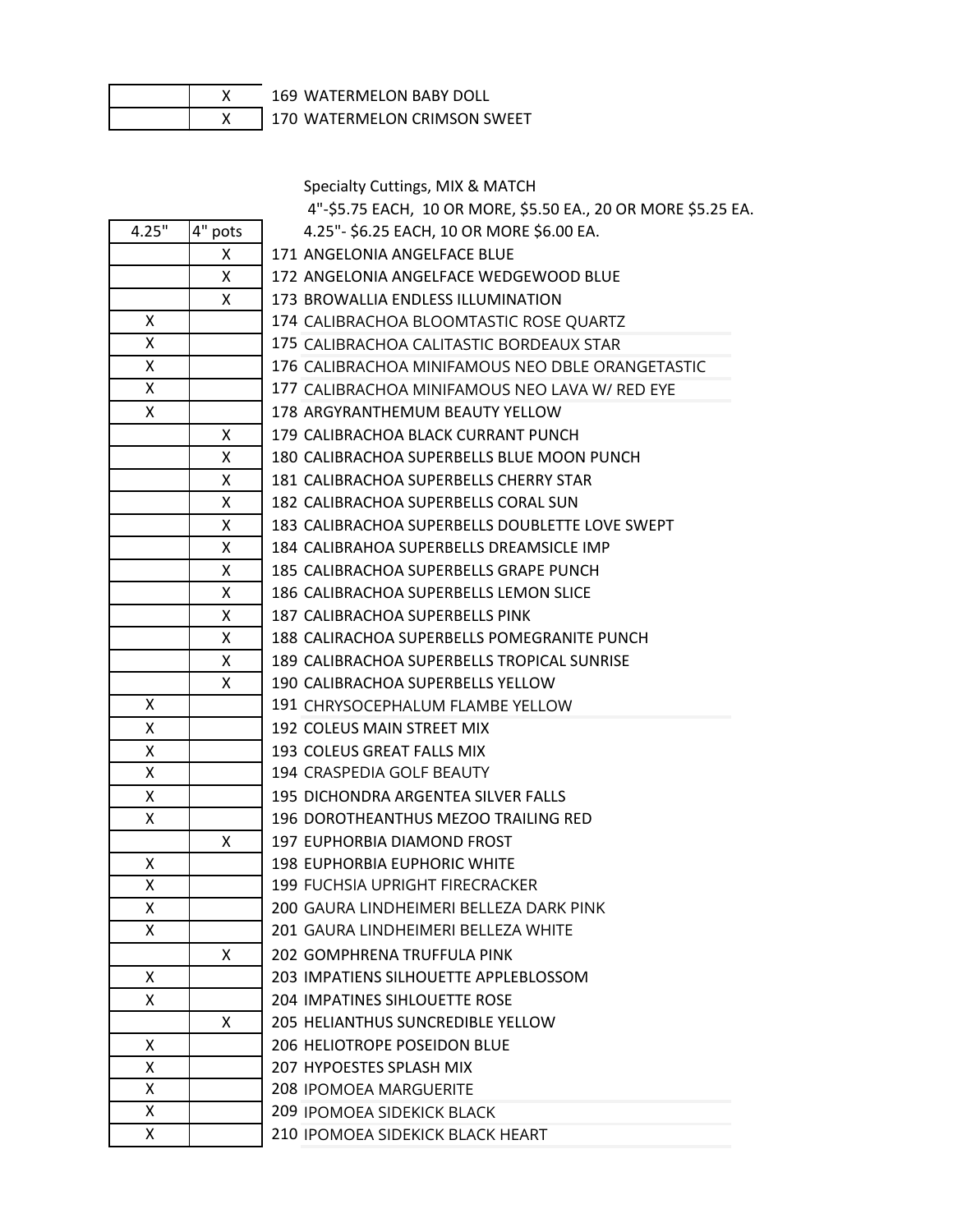| | | |
|---|---|---|
| | X | 169 WATERMELON BABY DOLL |
| | X | 170 WATERMELON CRIMSON SWEET |

Specialty Cuttings, MIX & MATCH

4"-$5.75 EACH, 10 OR MORE, $5.50 EA., 20 OR MORE $5.25 EA.

| 4.25" | 4" pots | 4.25"- $6.25 EACH, 10 OR MORE $6.00 EA. |
|---|---|---|
| | X | 171 ANGELONIA ANGELFACE BLUE |
| | X | 172 ANGELONIA ANGELFACE WEDGEWOOD BLUE |
| | X | 173 BROWALLIA ENDLESS ILLUMINATION |
| X | | 174 CALIBRACHOA BLOOMTASTIC ROSE QUARTZ |
| X | | 175 CALIBRACHOA CALITASTIC BORDEAUX STAR |
| X | | 176 CALIBRACHOA MINIFAMOUS NEO DBLE ORANGETASTIC |
| X | | 177 CALIBRACHOA MINIFAMOUS NEO LAVA W/ RED EYE |
| X | | 178 ARGYRANTHEMUM BEAUTY YELLOW |
| | X | 179 CALIBRACHOA BLACK CURRANT PUNCH |
| | X | 180 CALIBRACHOA SUPERBELLS BLUE MOON PUNCH |
| | X | 181 CALIBRACHOA SUPERBELLS CHERRY STAR |
| | X | 182 CALIBRACHOA SUPERBELLS CORAL SUN |
| | X | 183 CALIBRACHOA SUPERBELLS DOUBLETTE LOVE SWEPT |
| | X | 184 CALIBRAHOA SUPERBELLS DREAMSICLE IMP |
| | X | 185 CALIBRACHOA SUPERBELLS GRAPE PUNCH |
| | X | 186 CALIBRACHOA SUPERBELLS LEMON SLICE |
| | X | 187 CALIBRACHOA SUPERBELLS PINK |
| | X | 188 CALIRACHOA SUPERBELLS POMEGRANITE PUNCH |
| | X | 189 CALIBRACHOA SUPERBELLS TROPICAL SUNRISE |
| | X | 190 CALIBRACHOA SUPERBELLS YELLOW |
| X | | 191 CHRYSOCEPHALUM FLAMBE YELLOW |
| X | | 192 COLEUS MAIN STREET MIX |
| X | | 193 COLEUS GREAT FALLS MIX |
| X | | 194 CRASPEDIA GOLF BEAUTY |
| X | | 195 DICHONDRA ARGENTEA SILVER FALLS |
| X | | 196 DOROTHEANTHUS MEZOO TRAILING RED |
| | X | 197 EUPHORBIA DIAMOND FROST |
| X | | 198 EUPHORBIA EUPHORIC WHITE |
| X | | 199 FUCHSIA UPRIGHT FIRECRACKER |
| X | | 200 GAURA LINDHEIMERI BELLEZA DARK PINK |
| X | | 201 GAURA LINDHEIMERI BELLEZA WHITE |
| | X | 202 GOMPHRENA TRUFFULA PINK |
| X | | 203 IMPATIENS SILHOUETTE APPLEBLOSSOM |
| X | | 204 IMPATINES SIHLOUETTE ROSE |
| | X | 205 HELIANTHUS SUNCREDIBLE YELLOW |
| X | | 206 HELIOTROPE POSEIDON BLUE |
| X | | 207 HYPOESTES SPLASH MIX |
| X | | 208 IPOMOEA MARGUERITE |
| X | | 209 IPOMOEA SIDEKICK BLACK |
| X | | 210 IPOMOEA SIDEKICK BLACK HEART |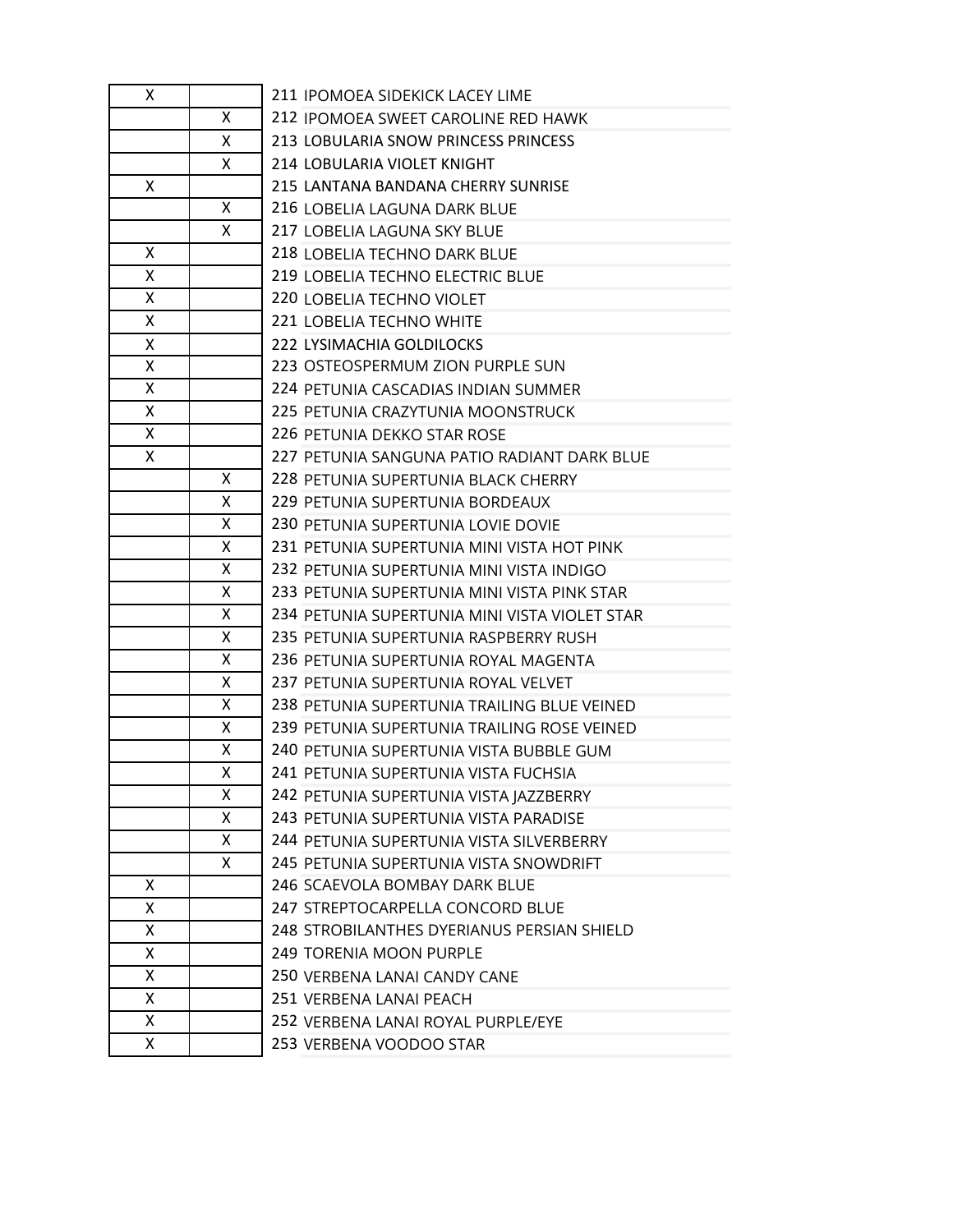| | | | |
|---|---|---|---|
| X | | 211 | IPOMOEA SIDEKICK LACEY LIME |
| | X | 212 | IPOMOEA SWEET CAROLINE RED HAWK |
| | X | 213 | LOBULARIA SNOW PRINCESS PRINCESS |
| | X | 214 | LOBULARIA VIOLET KNIGHT |
| X | | 215 | LANTANA BANDANA CHERRY SUNRISE |
| | X | 216 | LOBELIA LAGUNA DARK BLUE |
| | X | 217 | LOBELIA LAGUNA SKY BLUE |
| X | | 218 | LOBELIA TECHNO DARK BLUE |
| X | | 219 | LOBELIA TECHNO ELECTRIC BLUE |
| X | | 220 | LOBELIA TECHNO VIOLET |
| X | | 221 | LOBELIA TECHNO WHITE |
| X | | 222 | LYSIMACHIA GOLDILOCKS |
| X | | 223 | OSTEOSPERMUM ZION PURPLE SUN |
| X | | 224 | PETUNIA CASCADIAS INDIAN SUMMER |
| X | | 225 | PETUNIA CRAZYTUNIA MOONSTRUCK |
| X | | 226 | PETUNIA DEKKO STAR ROSE |
| X | | 227 | PETUNIA SANGUNA PATIO RADIANT DARK BLUE |
| | X | 228 | PETUNIA SUPERTUNIA BLACK CHERRY |
| | X | 229 | PETUNIA SUPERTUNIA BORDEAUX |
| | X | 230 | PETUNIA SUPERTUNIA LOVIE DOVIE |
| | X | 231 | PETUNIA SUPERTUNIA MINI VISTA HOT PINK |
| | X | 232 | PETUNIA SUPERTUNIA MINI VISTA INDIGO |
| | X | 233 | PETUNIA SUPERTUNIA MINI VISTA PINK STAR |
| | X | 234 | PETUNIA SUPERTUNIA MINI VISTA VIOLET STAR |
| | X | 235 | PETUNIA SUPERTUNIA RASPBERRY RUSH |
| | X | 236 | PETUNIA SUPERTUNIA ROYAL MAGENTA |
| | X | 237 | PETUNIA SUPERTUNIA ROYAL VELVET |
| | X | 238 | PETUNIA SUPERTUNIA TRAILING BLUE VEINED |
| | X | 239 | PETUNIA SUPERTUNIA TRAILING ROSE VEINED |
| | X | 240 | PETUNIA SUPERTUNIA VISTA BUBBLE GUM |
| | X | 241 | PETUNIA SUPERTUNIA VISTA FUCHSIA |
| | X | 242 | PETUNIA SUPERTUNIA VISTA JAZZBERRY |
| | X | 243 | PETUNIA SUPERTUNIA VISTA PARADISE |
| | X | 244 | PETUNIA SUPERTUNIA VISTA SILVERBERRY |
| | X | 245 | PETUNIA SUPERTUNIA VISTA SNOWDRIFT |
| X | | 246 | SCAEVOLA BOMBAY DARK BLUE |
| X | | 247 | STREPTOCARPELLA CONCORD BLUE |
| X | | 248 | STROBILANTHES DYERIANUS PERSIAN SHIELD |
| X | | 249 | TORENIA MOON PURPLE |
| X | | 250 | VERBENA LANAI CANDY CANE |
| X | | 251 | VERBENA LANAI PEACH |
| X | | 252 | VERBENA LANAI ROYAL PURPLE/EYE |
| X | | 253 | VERBENA VOODOO STAR |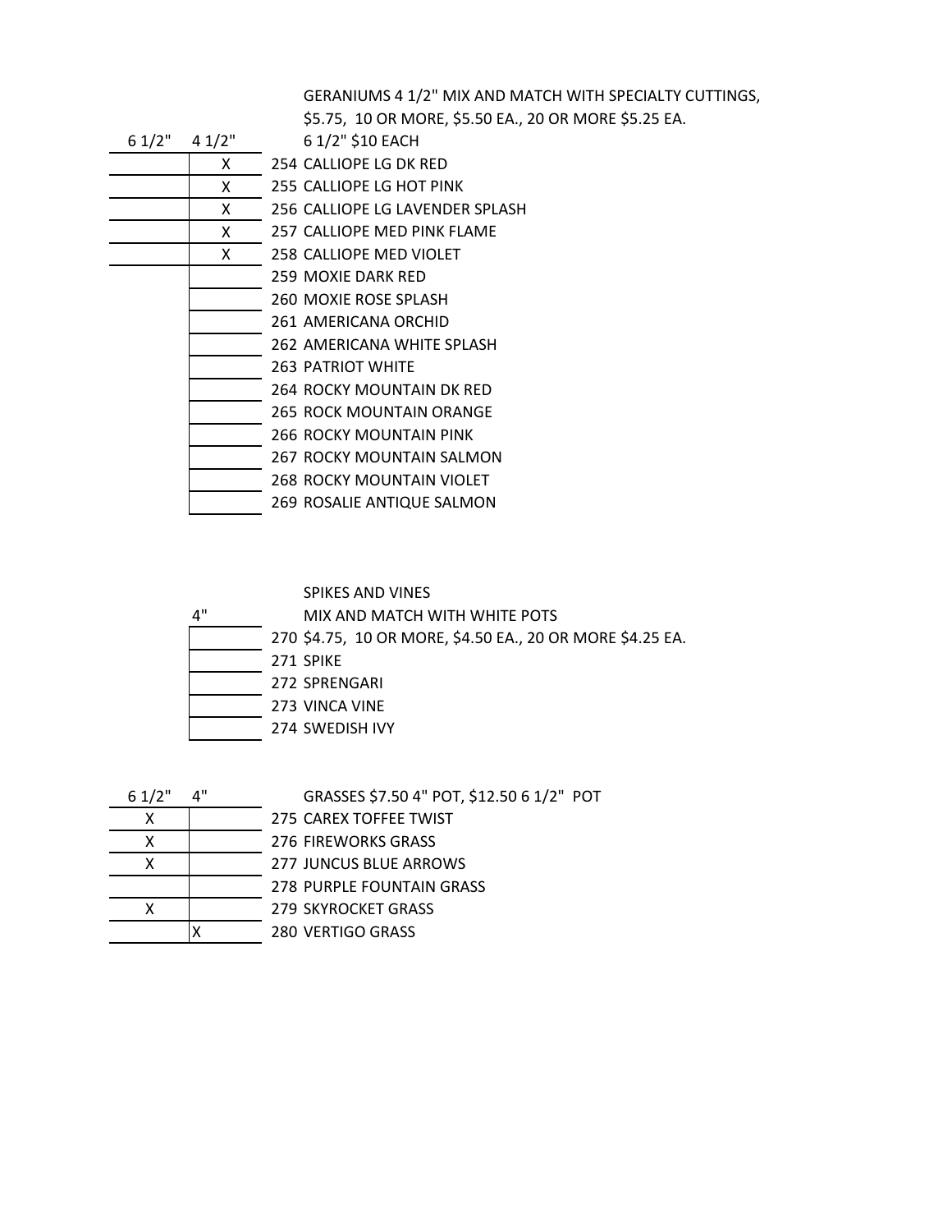GERANIUMS 4 1/2" MIX AND MATCH WITH SPECIALTY CUTTINGS,
$5.75, 10 OR MORE, $5.50 EA., 20 OR MORE $5.25 EA.
6 1/2" $10 EACH

| 6 1/2" | 4 1/2" | |
|---|---|---|
| | X | 254 CALLIOPE LG DK RED |
| | X | 255 CALLIOPE LG HOT PINK |
| | X | 256 CALLIOPE LG LAVENDER SPLASH |
| | X | 257 CALLIOPE MED PINK FLAME |
| | X | 258 CALLIOPE MED VIOLET |
| | | 259 MOXIE DARK RED |
| | | 260 MOXIE ROSE SPLASH |
| | | 261 AMERICANA ORCHID |
| | | 262 AMERICANA WHITE SPLASH |
| | | 263 PATRIOT WHITE |
| | | 264 ROCKY MOUNTAIN DK RED |
| | | 265 ROCK MOUNTAIN ORANGE |
| | | 266 ROCKY MOUNTAIN PINK |
| | | 267 ROCKY MOUNTAIN SALMON |
| | | 268 ROCKY MOUNTAIN VIOLET |
| | | 269 ROSALIE ANTIQUE SALMON |

SPIKES AND VINES
MIX AND MATCH WITH WHITE POTS

| 4" | |
|---|---|
| | 270 $4.75, 10 OR MORE, $4.50 EA., 20 OR MORE $4.25 EA. |
| | 271 SPIKE |
| | 272 SPRENGARI |
| | 273 VINCA VINE |
| | 274 SWEDISH IVY |

GRASSES $7.50 4" POT, $12.50 6 1/2" POT

| 6 1/2" | 4" | |
|---|---|---|
| X | | 275 CAREX TOFFEE TWIST |
| X | | 276 FIREWORKS GRASS |
| X | | 277 JUNCUS BLUE ARROWS |
| | | 278 PURPLE FOUNTAIN GRASS |
| X | | 279 SKYROCKET GRASS |
| | X | 280 VERTIGO GRASS |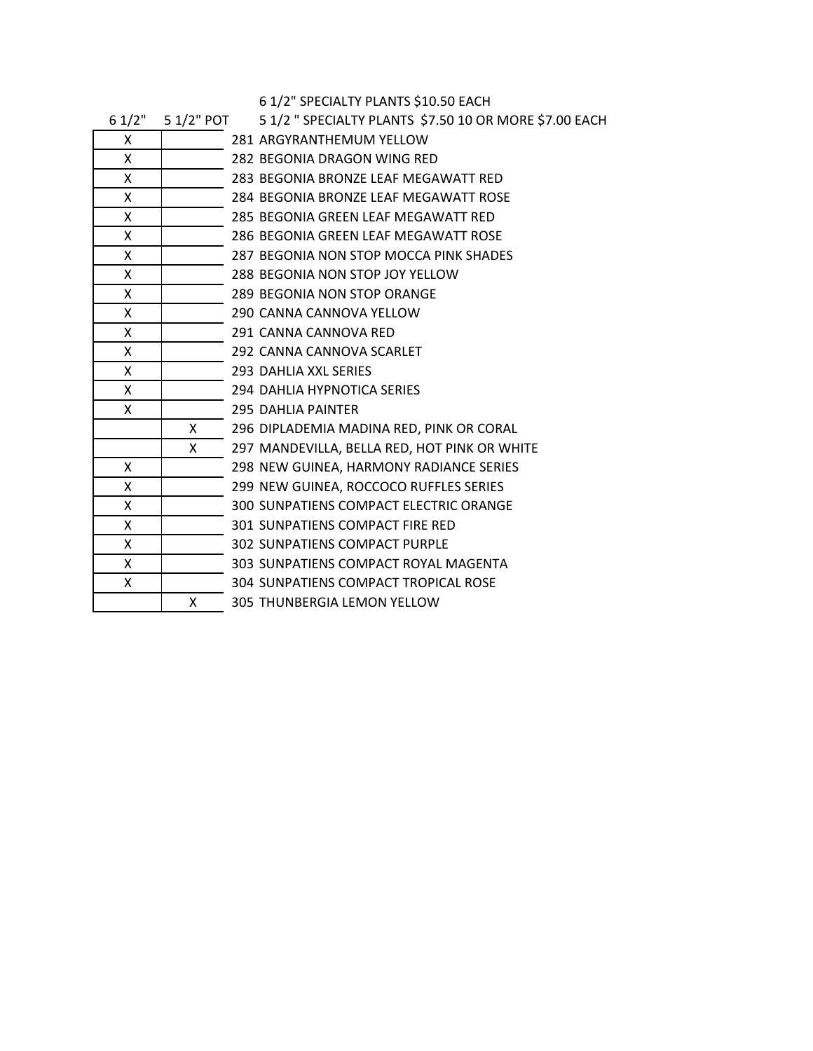6 1/2" SPECIALTY PLANTS $10.50 EACH

| 6 1/2" | 5 1/2" POT | 5 1/2 " SPECIALTY PLANTS $7.50 10 OR MORE $7.00 EACH |
|---|---|---|
| X | | 281 ARGYRANTHEMUM YELLOW |
| X | | 282 BEGONIA DRAGON WING RED |
| X | | 283 BEGONIA BRONZE LEAF MEGAWATT RED |
| X | | 284 BEGONIA BRONZE LEAF MEGAWATT ROSE |
| X | | 285 BEGONIA GREEN LEAF MEGAWATT RED |
| X | | 286 BEGONIA GREEN LEAF MEGAWATT ROSE |
| X | | 287 BEGONIA NON STOP MOCCA PINK SHADES |
| X | | 288 BEGONIA NON STOP JOY YELLOW |
| X | | 289 BEGONIA NON STOP ORANGE |
| X | | 290 CANNA CANNOVA YELLOW |
| X | | 291 CANNA CANNOVA RED |
| X | | 292 CANNA CANNOVA SCARLET |
| X | | 293 DAHLIA XXL SERIES |
| X | | 294 DAHLIA HYPNOTICA SERIES |
| X | | 295 DAHLIA PAINTER |
| | X | 296 DIPLADEMIA MADINA RED, PINK OR CORAL |
| | X | 297 MANDEVILLA, BELLA RED, HOT PINK OR WHITE |
| X | | 298 NEW GUINEA, HARMONY RADIANCE SERIES |
| X | | 299 NEW GUINEA, ROCCOCO RUFFLES SERIES |
| X | | 300 SUNPATIENS COMPACT ELECTRIC ORANGE |
| X | | 301 SUNPATIENS COMPACT FIRE RED |
| X | | 302 SUNPATIENS COMPACT PURPLE |
| X | | 303 SUNPATIENS COMPACT ROYAL MAGENTA |
| X | | 304 SUNPATIENS COMPACT TROPICAL ROSE |
| | X | 305 THUNBERGIA LEMON YELLOW |